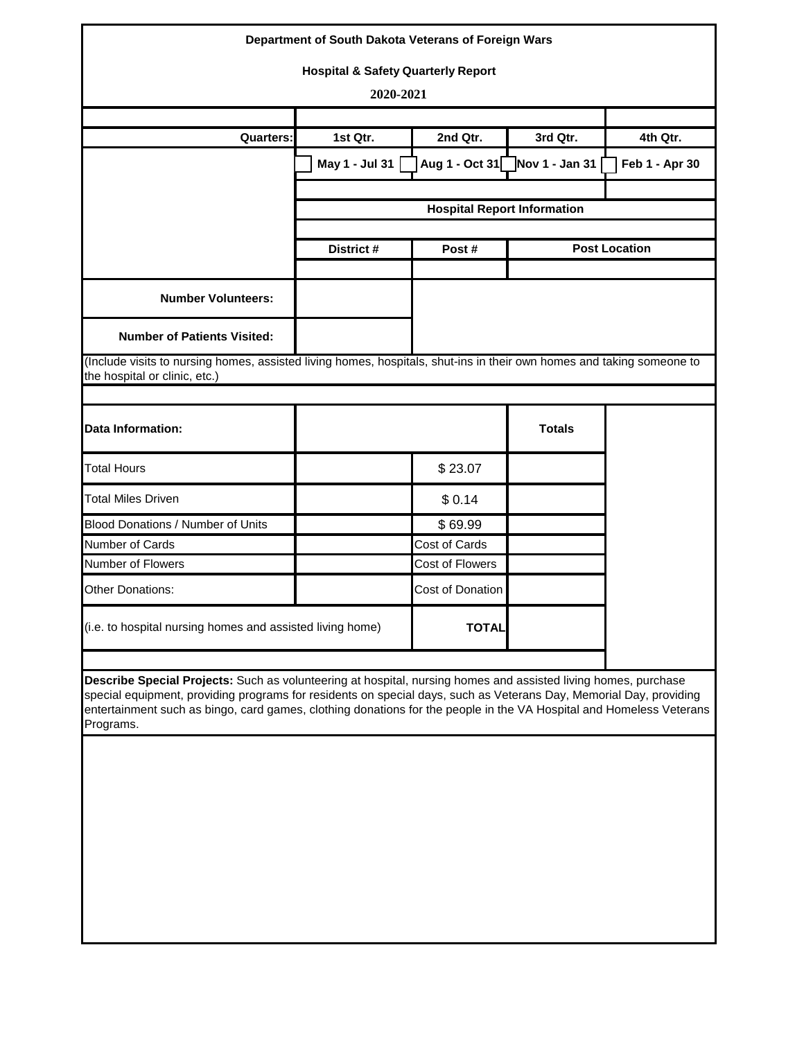**Department of South Dakota Veterans of Foreign Wars**

**Hospital & Safety Quarterly Report**

**2020-2021**

| **Quarters:** | **1st Qtr.** | **2nd Qtr.** | **3rd Qtr.** | **4th Qtr.** |
|---|---|---|---|---|
| | ☐ **May 1 - Jul 31** | ☐ **Aug 1 - Oct 31** | ☐ **Nov 1 - Jan 31** | ☐ **Feb 1 - Apr 30** |

**Hospital Report Information**

| **District #** | **Post #** | **Post Location** |
|---|---|---|
| | | |

| | |
|---|---|
| **Number Volunteers:** | |
| **Number of Patients Visited:** | |

(Include visits to nursing homes, assisted living homes, hospitals, shut-ins in their own homes and taking someone to the hospital or clinic, etc.)

| **Data Information:** | | | **Totals** |
|---|---|---|---|
| Total Hours | | $ 23.07 | |
| Total Miles Driven | | $ 0.14 | |
| Blood Donations / Number of Units | | $ 69.99 | |
| Number of Cards | | Cost of Cards | |
| Number of Flowers | | Cost of Flowers | |
| Other Donations: | | Cost of Donation | |
| (i.e. to hospital nursing homes and assisted living home) | | **TOTAL** | |

**Describe Special Projects:** Such as volunteering at hospital, nursing homes and assisted living homes, purchase special equipment, providing programs for residents on special days, such as Veterans Day, Memorial Day, providing entertainment such as bingo, card games, clothing donations for the people in the VA Hospital and Homeless Veterans Programs.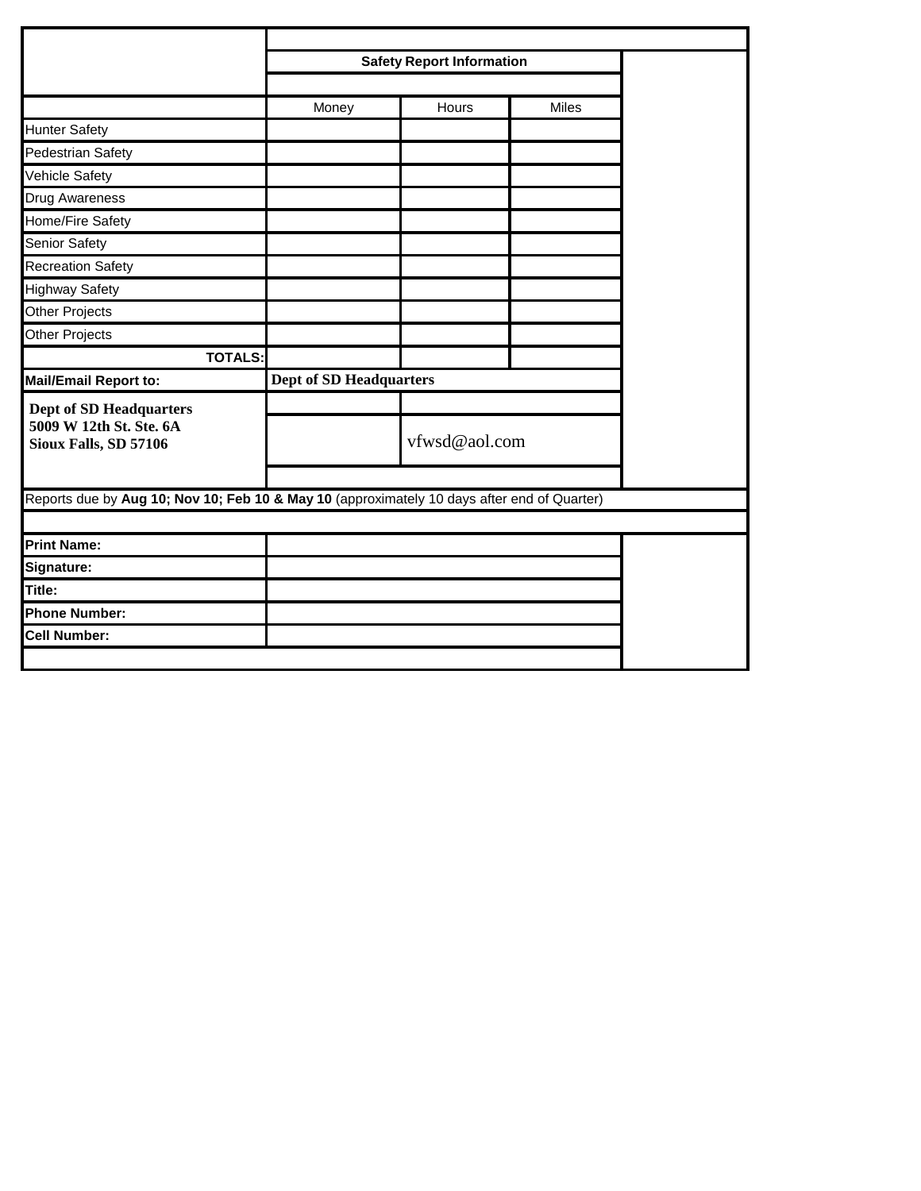## Safety Report Information

| | Money | Hours | Miles |
|---|---|---|---|
| Hunter Safety | | | |
| Pedestrian Safety | | | |
| Vehicle Safety | | | |
| Drug Awareness | | | |
| Home/Fire Safety | | | |
| Senior Safety | | | |
| Recreation Safety | | | |
| Highway Safety | | | |
| Other Projects | | | |
| Other Projects | | | |
| **TOTALS:** | | | |

**Mail/Email Report to:** **Dept of SD Headquarters**

**Dept of SD Headquarters**
**5009 W 12th St. Ste. 6A**
**Sioux Falls, SD 57106**

vfwsd@aol.com

Reports due by **Aug 10; Nov 10; Feb 10 & May 10** (approximately 10 days after end of Quarter)

| | |
|---|---|
| **Print Name:** | |
| **Signature:** | |
| **Title:** | |
| **Phone Number:** | |
| **Cell Number:** | |